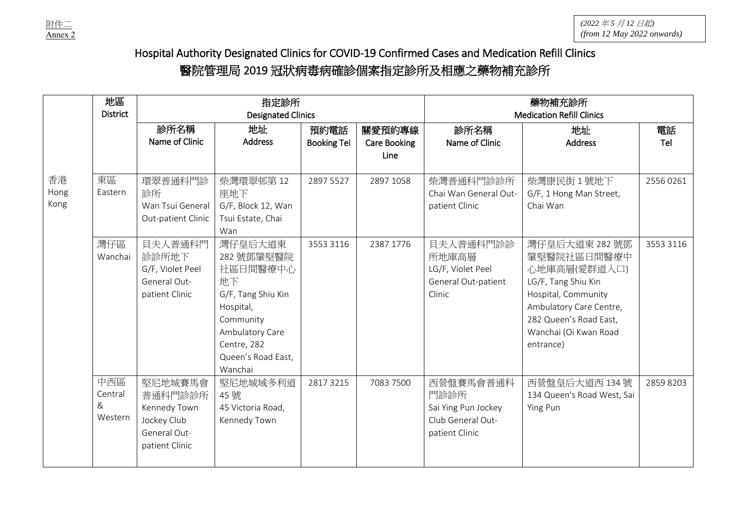附件二
Annex 2

*(2022 年 5 月 12 日起)*
*(from 12 May 2022 onwards)*

# Hospital Authority Designated Clinics for COVID-19 Confirmed Cases and Medication Refill Clinics
# 醫院管理局 2019 冠狀病毒病確診個案指定診所及相應之藥物補充診所

| | 地區 District | 指定診所 Designated Clinics | | | | 藥物補充診所 Medication Refill Clinics | | |
|---|---|---|---|---|---|---|---|---|
| | | 診所名稱 Name of Clinic | 地址 Address | 預約電話 Booking Tel | 關愛預約專線 Care Booking Line | 診所名稱 Name of Clinic | 地址 Address | 電話 Tel |
| 香港 Hong Kong | 東區 Eastern | 環翠普通科門診診所 Wan Tsui General Out-patient Clinic | 柴灣環翠邨第 12 座地下 G/F, Block 12, Wan Tsui Estate, Chai Wan | 2897 5527 | 2897 1058 | 柴灣普通科門診診所 Chai Wan General Out-patient Clinic | 柴灣康民街 1 號地下 G/F, 1 Hong Man Street, Chai Wan | 2556 0261 |
| | 灣仔區 Wanchai | 貝夫人普通科門診診所地下 G/F, Violet Peel General Out-patient Clinic | 灣仔皇后大道東 282 號鄧肇堅醫院社區日間醫療中心地下 G/F, Tang Shiu Kin Hospital, Community Ambulatory Care Centre, 282 Queen's Road East, Wanchai | 3553 3116 | 2387 1776 | 貝夫人普通科門診診所地庫高層 LG/F, Violet Peel General Out-patient Clinic | 灣仔皇后大道東 282 號鄧肇堅醫院社區日間醫療中心地庫高層(愛群道入口) LG/F, Tang Shiu Kin Hospital, Community Ambulatory Care Centre, 282 Queen's Road East, Wanchai (Oi Kwan Road entrance) | 3553 3116 |
| | 中西區 Central & Western | 堅尼地城賽馬會普通科門診診所 Kennedy Town Jockey Club General Out-patient Clinic | 堅尼地城域多利道 45 號 45 Victoria Road, Kennedy Town | 2817 3215 | 7083 7500 | 西營盤賽馬會普通科門診診所 Sai Ying Pun Jockey Club General Out-patient Clinic | 西營盤皇后大道西 134 號 134 Queen's Road West, Sai Ying Pun | 2859 8203 |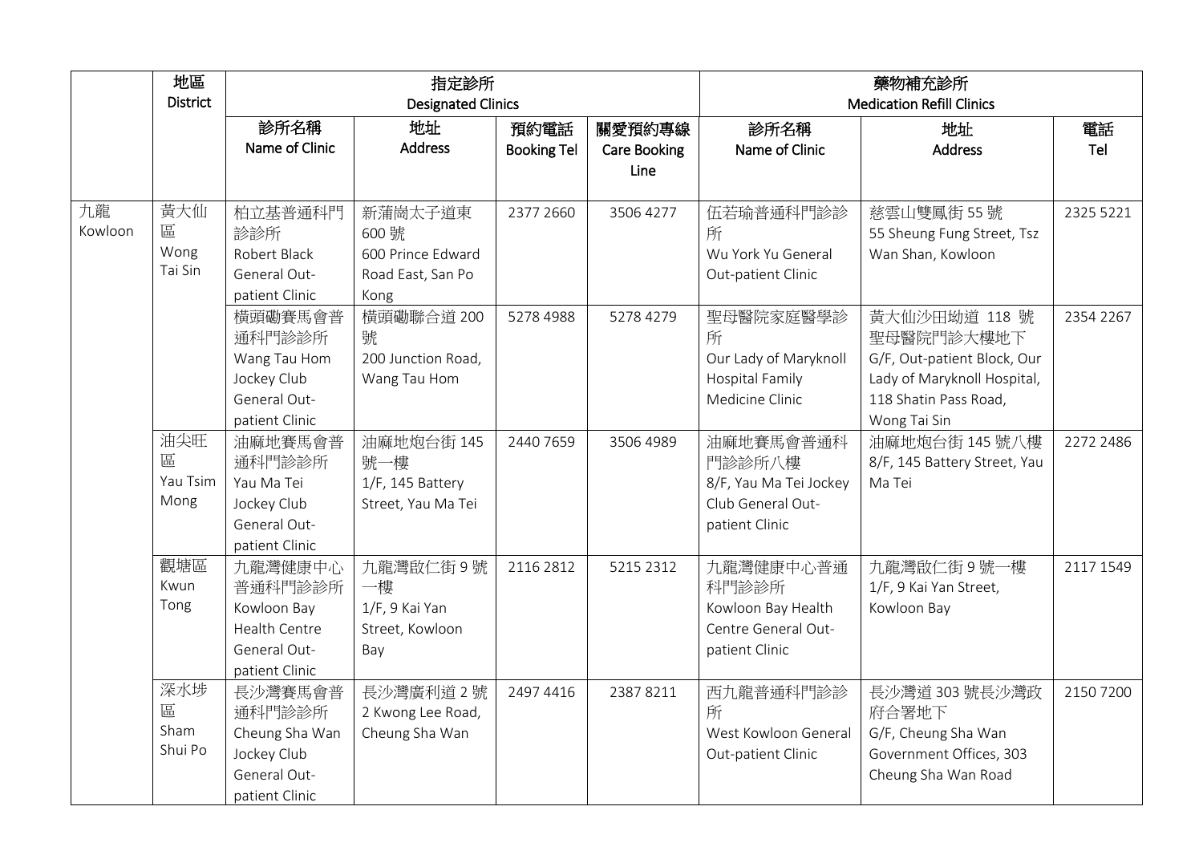| | 地區<br>District | 指定診所<br>Designated Clinics | | | | 藥物補充診所<br>Medication Refill Clinics | | |
|---|---|---|---|---|---|---|---|---|
| | | 診所名稱<br>Name of Clinic | 地址<br>Address | 預約電話<br>Booking Tel | 關愛預約專線<br>Care Booking Line | 診所名稱<br>Name of Clinic | 地址<br>Address | 電話<br>Tel |
| 九龍<br>Kowloon | 黃大仙區<br>Wong Tai Sin | 柏立基普通科門診診所<br>Robert Black General Out-patient Clinic | 新蒲崗太子道東 600 號<br>600 Prince Edward Road East, San Po Kong | 2377 2660 | 3506 4277 | 伍若瑜普通科門診診所<br>Wu York Yu General Out-patient Clinic | 慈雲山雙鳳街 55 號<br>55 Sheung Fung Street, Tsz Wan Shan, Kowloon | 2325 5221 |
| | | 橫頭磡賽馬會普通科門診診所<br>Wang Tau Hom Jockey Club General Out-patient Clinic | 橫頭磡聯合道 200 號<br>200 Junction Road, Wang Tau Hom | 5278 4988 | 5278 4279 | 聖母醫院家庭醫學診所<br>Our Lady of Maryknoll Hospital Family Medicine Clinic | 黃大仙沙田坳道 118 號聖母醫院門診大樓地下<br>G/F, Out-patient Block, Our Lady of Maryknoll Hospital, 118 Shatin Pass Road, Wong Tai Sin | 2354 2267 |
| | 油尖旺區<br>Yau Tsim Mong | 油麻地賽馬會普通科門診診所<br>Yau Ma Tei Jockey Club General Out-patient Clinic | 油麻地炮台街 145 號一樓<br>1/F, 145 Battery Street, Yau Ma Tei | 2440 7659 | 3506 4989 | 油麻地賽馬會普通科門診診所八樓<br>8/F, Yau Ma Tei Jockey Club General Out-patient Clinic | 油麻地炮台街 145 號八樓<br>8/F, 145 Battery Street, Yau Ma Tei | 2272 2486 |
| | 觀塘區<br>Kwun Tong | 九龍灣健康中心普通科門診診所<br>Kowloon Bay Health Centre General Out-patient Clinic | 九龍灣啟仁街 9 號一樓<br>1/F, 9 Kai Yan Street, Kowloon Bay | 2116 2812 | 5215 2312 | 九龍灣健康中心普通科門診診所<br>Kowloon Bay Health Centre General Out-patient Clinic | 九龍灣啟仁街 9 號一樓<br>1/F, 9 Kai Yan Street, Kowloon Bay | 2117 1549 |
| | 深水埗區<br>Sham Shui Po | 長沙灣賽馬會普通科門診診所<br>Cheung Sha Wan Jockey Club General Out-patient Clinic | 長沙灣廣利道 2 號<br>2 Kwong Lee Road, Cheung Sha Wan | 2497 4416 | 2387 8211 | 西九龍普通科門診診所<br>West Kowloon General Out-patient Clinic | 長沙灣道 303 號長沙灣政府合署地下<br>G/F, Cheung Sha Wan Government Offices, 303 Cheung Sha Wan Road | 2150 7200 |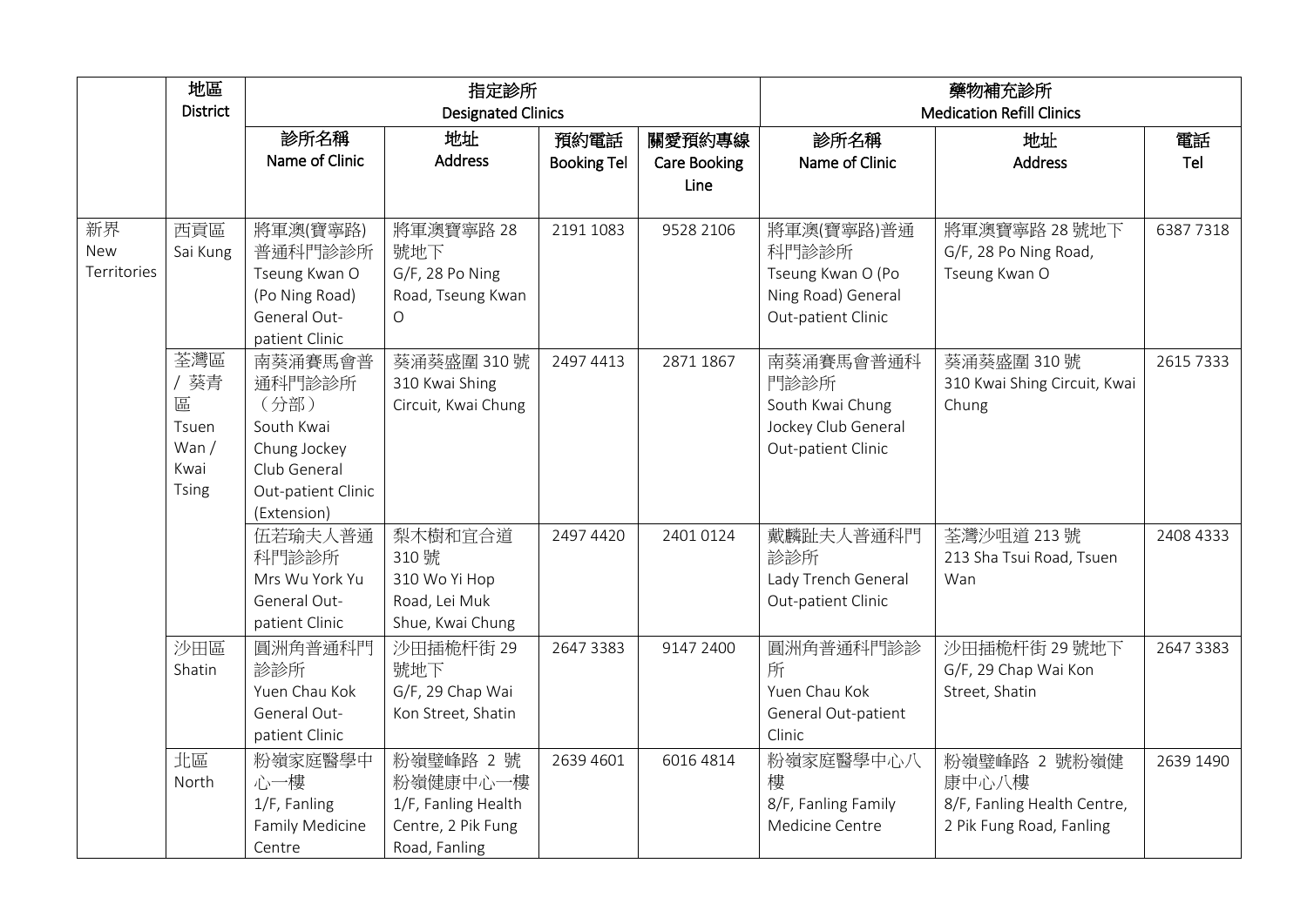| | 地區<br>District | 指定診所<br>Designated Clinics | | | | 藥物補充診所<br>Medication Refill Clinics | | |
|---|---|---|---|---|---|---|---|---|
| | | 診所名稱<br>Name of Clinic | 地址<br>Address | 預約電話<br>Booking Tel | 關愛預約專線<br>Care Booking Line | 診所名稱<br>Name of Clinic | 地址<br>Address | 電話<br>Tel |
| 新界<br>New Territories | 西貢區<br>Sai Kung | 將軍澳(寶寧路)普通科門診診所<br>Tseung Kwan O (Po Ning Road) General Out-patient Clinic | 將軍澳寶寧路 28 號地下<br>G/F, 28 Po Ning Road, Tseung Kwan O | 2191 1083 | 9528 2106 | 將軍澳(寶寧路)普通科門診診所<br>Tseung Kwan O (Po Ning Road) General Out-patient Clinic | 將軍澳寶寧路 28 號地下<br>G/F, 28 Po Ning Road, Tseung Kwan O | 6387 7318 |
| | 荃灣區 / 葵青區<br>Tsuen Wan / Kwai Tsing | 南葵涌賽馬會普通科門診診所（分部）<br>South Kwai Chung Jockey Club General Out-patient Clinic (Extension) | 葵涌葵盛圍 310 號<br>310 Kwai Shing Circuit, Kwai Chung | 2497 4413 | 2871 1867 | 南葵涌賽馬會普通科門診診所<br>South Kwai Chung Jockey Club General Out-patient Clinic | 葵涌葵盛圍 310 號<br>310 Kwai Shing Circuit, Kwai Chung | 2615 7333 |
| | | 伍若瑜夫人普通科門診診所<br>Mrs Wu York Yu General Out-patient Clinic | 梨木樹和宜合道 310 號<br>310 Wo Yi Hop Road, Lei Muk Shue, Kwai Chung | 2497 4420 | 2401 0124 | 戴麟趾夫人普通科門診診所<br>Lady Trench General Out-patient Clinic | 荃灣沙咀道 213 號<br>213 Sha Tsui Road, Tsuen Wan | 2408 4333 |
| | 沙田區<br>Shatin | 圓洲角普通科門診診所<br>Yuen Chau Kok General Out-patient Clinic | 沙田插桅杆街 29 號地下<br>G/F, 29 Chap Wai Kon Street, Shatin | 2647 3383 | 9147 2400 | 圓洲角普通科門診診所<br>Yuen Chau Kok General Out-patient Clinic | 沙田插桅杆街 29 號地下<br>G/F, 29 Chap Wai Kon Street, Shatin | 2647 3383 |
| | 北區<br>North | 粉嶺家庭醫學中心一樓<br>1/F, Fanling Family Medicine Centre | 粉嶺璧峰路 2 號粉嶺健康中心一樓<br>1/F, Fanling Health Centre, 2 Pik Fung Road, Fanling | 2639 4601 | 6016 4814 | 粉嶺家庭醫學中心八樓<br>8/F, Fanling Family Medicine Centre | 粉嶺璧峰路 2 號粉嶺健康中心八樓<br>8/F, Fanling Health Centre, 2 Pik Fung Road, Fanling | 2639 1490 |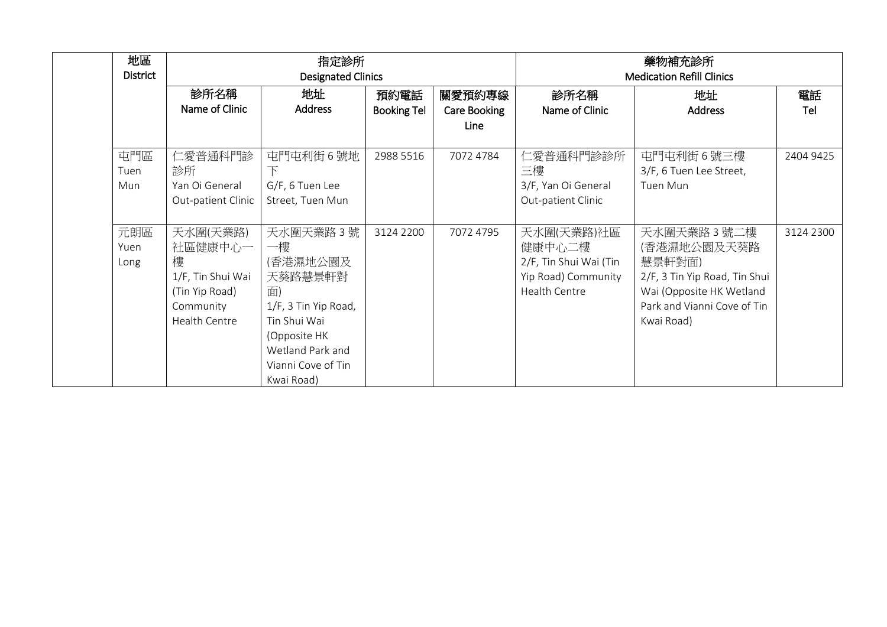| 地區 District | 指定診所 Designated Clinics | | | | 藥物補充診所 Medication Refill Clinics | | |
|---|---|---|---|---|---|---|---|
| | 診所名稱 Name of Clinic | 地址 Address | 預約電話 Booking Tel | 關愛預約專線 Care Booking Line | 診所名稱 Name of Clinic | 地址 Address | 電話 Tel |
| 屯門區 Tuen Mun | 仁愛普通科門診診所 Yan Oi General Out-patient Clinic | 屯門屯利街 6 號地下 G/F, 6 Tuen Lee Street, Tuen Mun | 2988 5516 | 7072 4784 | 仁愛普通科門診診所三樓 3/F, Yan Oi General Out-patient Clinic | 屯門屯利街 6 號三樓 3/F, 6 Tuen Lee Street, Tuen Mun | 2404 9425 |
| 元朗區 Yuen Long | 天水圍(天業路)社區健康中心一樓 1/F, Tin Shui Wai (Tin Yip Road) Community Health Centre | 天水圍天業路 3 號一樓 (香港濕地公園及天葵路慧景軒對面) 1/F, 3 Tin Yip Road, Tin Shui Wai (Opposite HK Wetland Park and Vianni Cove of Tin Kwai Road) | 3124 2200 | 7072 4795 | 天水圍(天業路)社區健康中心二樓 2/F, Tin Shui Wai (Tin Yip Road) Community Health Centre | 天水圍天業路 3 號二樓 (香港濕地公園及天葵路慧景軒對面) 2/F, 3 Tin Yip Road, Tin Shui Wai (Opposite HK Wetland Park and Vianni Cove of Tin Kwai Road) | 3124 2300 |